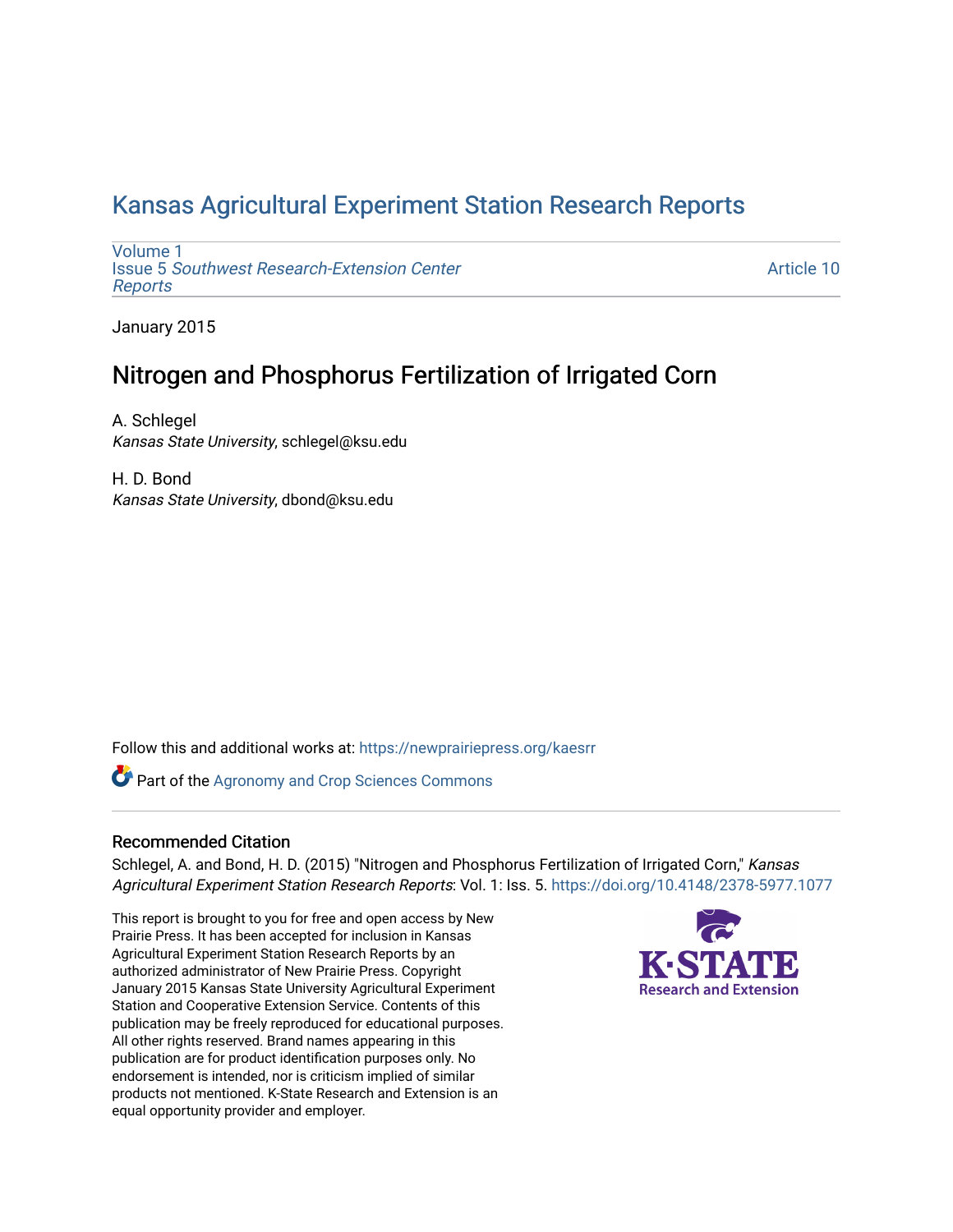# Kansas Agricultural Experiment Station Research Reports

Volume 1
Issue 5 *Southwest Research-Extension Center Reports*

Article 10

January 2015

## Nitrogen and Phosphorus Fertilization of Irrigated Corn

A. Schlegel
*Kansas State University*, schlegel@ksu.edu

H. D. Bond
*Kansas State University*, dbond@ksu.edu

Follow this and additional works at: https://newprairiepress.org/kaesrr

Part of the Agronomy and Crop Sciences Commons

### Recommended Citation

Schlegel, A. and Bond, H. D. (2015) "Nitrogen and Phosphorus Fertilization of Irrigated Corn," *Kansas Agricultural Experiment Station Research Reports*: Vol. 1: Iss. 5. https://doi.org/10.4148/2378-5977.1077

This report is brought to you for free and open access by New Prairie Press. It has been accepted for inclusion in Kansas Agricultural Experiment Station Research Reports by an authorized administrator of New Prairie Press. Copyright January 2015 Kansas State University Agricultural Experiment Station and Cooperative Extension Service. Contents of this publication may be freely reproduced for educational purposes. All other rights reserved. Brand names appearing in this publication are for product identification purposes only. No endorsement is intended, nor is criticism implied of similar products not mentioned. K-State Research and Extension is an equal opportunity provider and employer.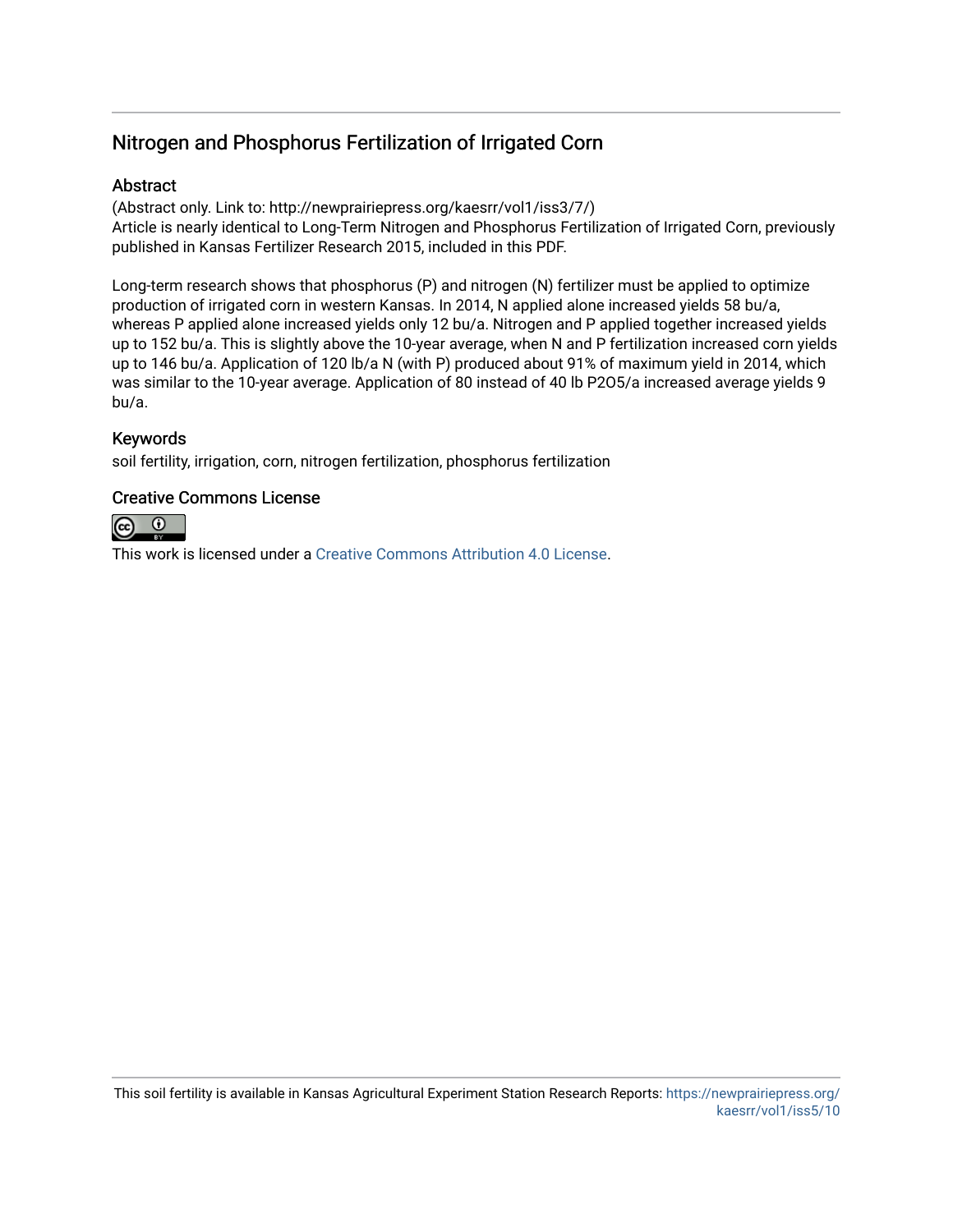# Nitrogen and Phosphorus Fertilization of Irrigated Corn

## Abstract

(Abstract only. Link to: http://newprairiepress.org/kaesrr/vol1/iss3/7/)
Article is nearly identical to Long-Term Nitrogen and Phosphorus Fertilization of Irrigated Corn, previously published in Kansas Fertilizer Research 2015, included in this PDF.

Long-term research shows that phosphorus (P) and nitrogen (N) fertilizer must be applied to optimize production of irrigated corn in western Kansas. In 2014, N applied alone increased yields 58 bu/a, whereas P applied alone increased yields only 12 bu/a. Nitrogen and P applied together increased yields up to 152 bu/a. This is slightly above the 10-year average, when N and P fertilization increased corn yields up to 146 bu/a. Application of 120 lb/a N (with P) produced about 91% of maximum yield in 2014, which was similar to the 10-year average. Application of 80 instead of 40 lb $P_2O_5$/a increased average yields 9 bu/a.

## Keywords

soil fertility, irrigation, corn, nitrogen fertilization, phosphorus fertilization

## Creative Commons License

This work is licensed under a Creative Commons Attribution 4.0 License.

This soil fertility is available in Kansas Agricultural Experiment Station Research Reports: https://newprairiepress.org/kaesrr/vol1/iss5/10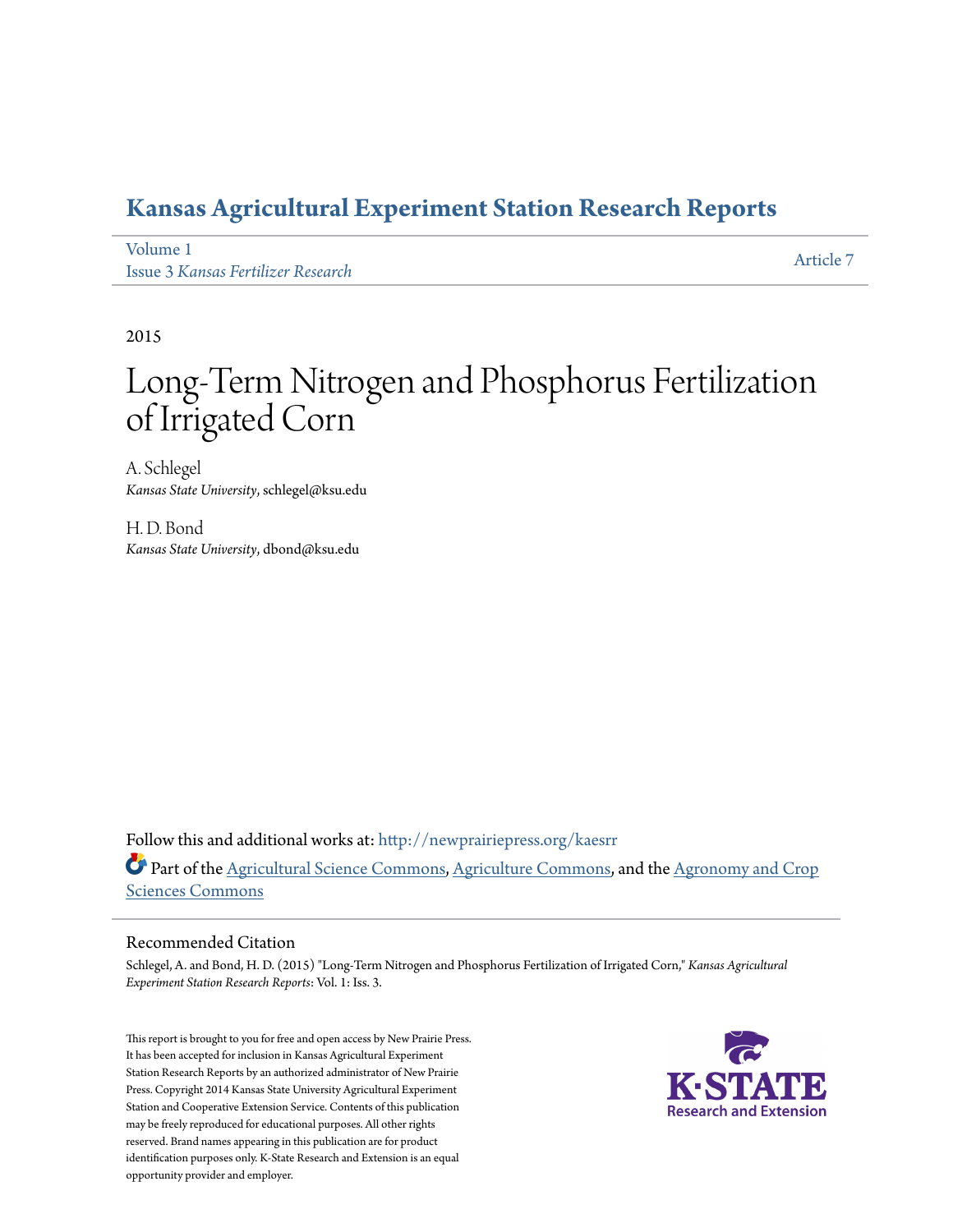# Kansas Agricultural Experiment Station Research Reports

Volume 1
Issue 3 *Kansas Fertilizer Research*

Article 7

2015

# Long-Term Nitrogen and Phosphorus Fertilization of Irrigated Corn

A. Schlegel
*Kansas State University*, schlegel@ksu.edu

H. D. Bond
*Kansas State University*, dbond@ksu.edu

Follow this and additional works at: http://newprairiepress.org/kaesrr

Part of the Agricultural Science Commons, Agriculture Commons, and the Agronomy and Crop Sciences Commons

## Recommended Citation

Schlegel, A. and Bond, H. D. (2015) "Long-Term Nitrogen and Phosphorus Fertilization of Irrigated Corn," *Kansas Agricultural Experiment Station Research Reports*: Vol. 1: Iss. 3.

This report is brought to you for free and open access by New Prairie Press. It has been accepted for inclusion in Kansas Agricultural Experiment Station Research Reports by an authorized administrator of New Prairie Press. Copyright 2014 Kansas State University Agricultural Experiment Station and Cooperative Extension Service. Contents of this publication may be freely reproduced for educational purposes. All other rights reserved. Brand names appearing in this publication are for product identification purposes only. K-State Research and Extension is an equal opportunity provider and employer.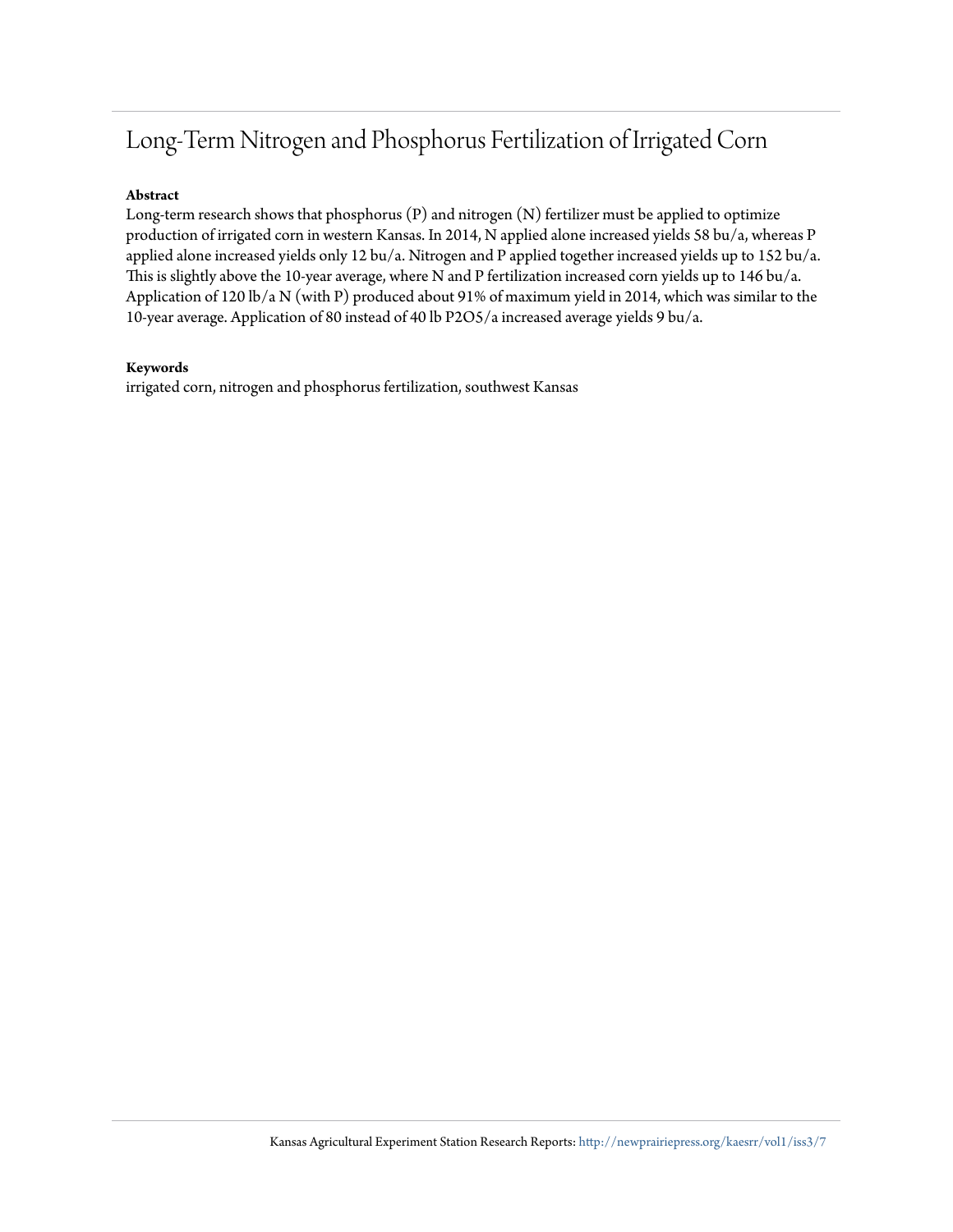# Long-Term Nitrogen and Phosphorus Fertilization of Irrigated Corn

**Abstract**

Long-term research shows that phosphorus (P) and nitrogen (N) fertilizer must be applied to optimize production of irrigated corn in western Kansas. In 2014, N applied alone increased yields 58 bu/a, whereas P applied alone increased yields only 12 bu/a. Nitrogen and P applied together increased yields up to 152 bu/a. This is slightly above the 10-year average, where N and P fertilization increased corn yields up to 146 bu/a. Application of 120 lb/a N (with P) produced about 91% of maximum yield in 2014, which was similar to the 10-year average. Application of 80 instead of 40 lb P2O5/a increased average yields 9 bu/a.

**Keywords**

irrigated corn, nitrogen and phosphorus fertilization, southwest Kansas

Kansas Agricultural Experiment Station Research Reports: http://newprairiepress.org/kaesrr/vol1/iss3/7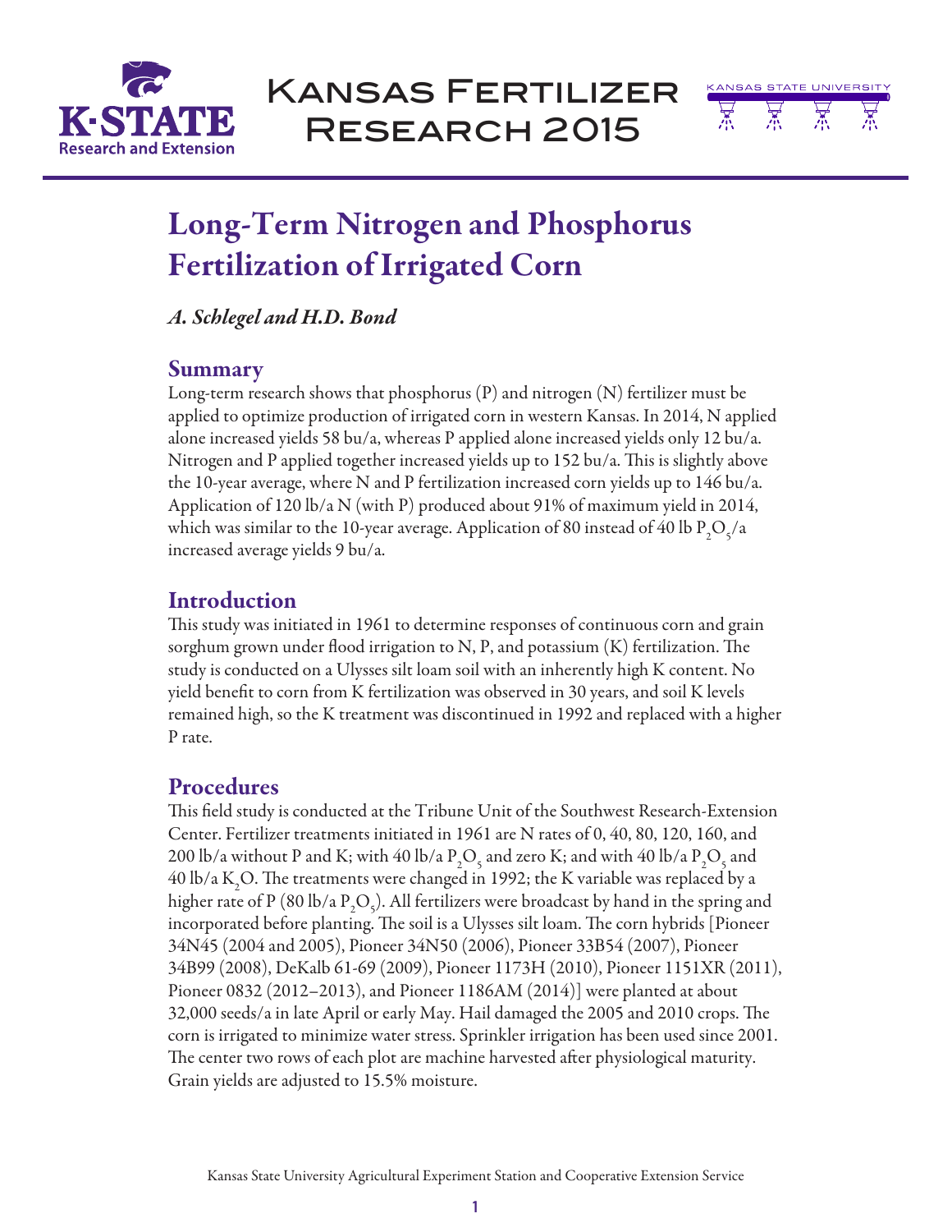# Long-Term Nitrogen and Phosphorus Fertilization of Irrigated Corn

*A. Schlegel and H.D. Bond*

## Summary

Long-term research shows that phosphorus (P) and nitrogen (N) fertilizer must be applied to optimize production of irrigated corn in western Kansas. In 2014, N applied alone increased yields 58 bu/a, whereas P applied alone increased yields only 12 bu/a. Nitrogen and P applied together increased yields up to 152 bu/a. This is slightly above the 10-year average, where N and P fertilization increased corn yields up to 146 bu/a. Application of 120 lb/a N (with P) produced about 91% of maximum yield in 2014, which was similar to the 10-year average. Application of 80 instead of 40 lb $P_2O_5$/a increased average yields 9 bu/a.

## Introduction

This study was initiated in 1961 to determine responses of continuous corn and grain sorghum grown under flood irrigation to N, P, and potassium (K) fertilization. The study is conducted on a Ulysses silt loam soil with an inherently high K content. No yield benefit to corn from K fertilization was observed in 30 years, and soil K levels remained high, so the K treatment was discontinued in 1992 and replaced with a higher P rate.

## Procedures

This field study is conducted at the Tribune Unit of the Southwest Research-Extension Center. Fertilizer treatments initiated in 1961 are N rates of 0, 40, 80, 120, 160, and 200 lb/a without P and K; with 40 lb/a $P_2O_5$ and zero K; and with 40 lb/a $P_2O_5$ and 40 lb/a $K_2O$. The treatments were changed in 1992; the K variable was replaced by a higher rate of P (80 lb/a $P_2O_5$). All fertilizers were broadcast by hand in the spring and incorporated before planting. The soil is a Ulysses silt loam. The corn hybrids [Pioneer 34N45 (2004 and 2005), Pioneer 34N50 (2006), Pioneer 33B54 (2007), Pioneer 34B99 (2008), DeKalb 61-69 (2009), Pioneer 1173H (2010), Pioneer 1151XR (2011), Pioneer 0832 (2012–2013), and Pioneer 1186AM (2014)] were planted at about 32,000 seeds/a in late April or early May. Hail damaged the 2005 and 2010 crops. The corn is irrigated to minimize water stress. Sprinkler irrigation has been used since 2001. The center two rows of each plot are machine harvested after physiological maturity. Grain yields are adjusted to 15.5% moisture.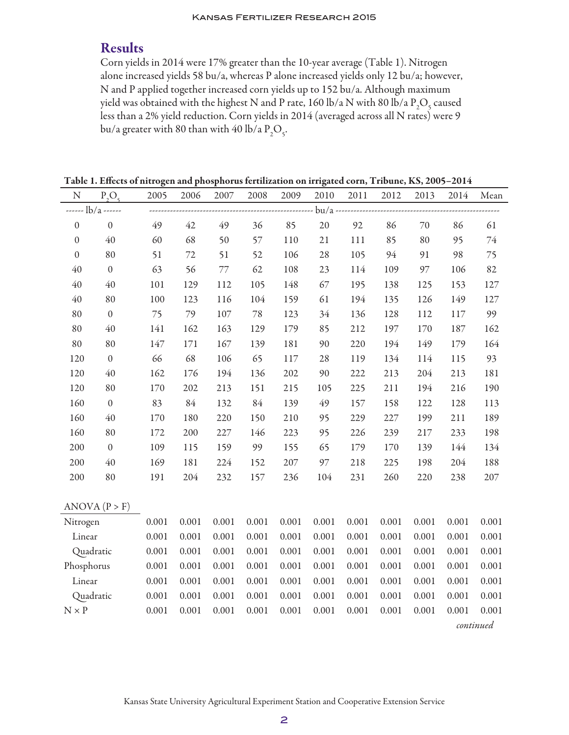## Results

Corn yields in 2014 were 17% greater than the 10-year average (Table 1). Nitrogen alone increased yields 58 bu/a, whereas P alone increased yields only 12 bu/a; however, N and P applied together increased corn yields up to 152 bu/a. Although maximum yield was obtained with the highest N and P rate, 160 lb/a N with 80 lb/a $P_2O_5$ caused less than a 2% yield reduction. Corn yields in 2014 (averaged across all N rates) were 9 bu/a greater with 80 than with 40 lb/a $P_2O_5$.

**Table 1. Effects of nitrogen and phosphorus fertilization on irrigated corn, Tribune, KS, 2005–2014**

| N | $P_2O_5$ | 2005 | 2006 | 2007 | 2008 | 2009 | 2010 | 2011 | 2012 | 2013 | 2014 | Mean |
|---|---|---|---|---|---|---|---|---|---|---|---|---|
| ------ lb/a ------ | | ---- | ---- | ---- | ---- | ---- | bu/a | ---- | ---- | ---- | ---- | ---- |
| 0 | 0 | 49 | 42 | 49 | 36 | 85 | 20 | 92 | 86 | 70 | 86 | 61 |
| 0 | 40 | 60 | 68 | 50 | 57 | 110 | 21 | 111 | 85 | 80 | 95 | 74 |
| 0 | 80 | 51 | 72 | 51 | 52 | 106 | 28 | 105 | 94 | 91 | 98 | 75 |
| 40 | 0 | 63 | 56 | 77 | 62 | 108 | 23 | 114 | 109 | 97 | 106 | 82 |
| 40 | 40 | 101 | 129 | 112 | 105 | 148 | 67 | 195 | 138 | 125 | 153 | 127 |
| 40 | 80 | 100 | 123 | 116 | 104 | 159 | 61 | 194 | 135 | 126 | 149 | 127 |
| 80 | 0 | 75 | 79 | 107 | 78 | 123 | 34 | 136 | 128 | 112 | 117 | 99 |
| 80 | 40 | 141 | 162 | 163 | 129 | 179 | 85 | 212 | 197 | 170 | 187 | 162 |
| 80 | 80 | 147 | 171 | 167 | 139 | 181 | 90 | 220 | 194 | 149 | 179 | 164 |
| 120 | 0 | 66 | 68 | 106 | 65 | 117 | 28 | 119 | 134 | 114 | 115 | 93 |
| 120 | 40 | 162 | 176 | 194 | 136 | 202 | 90 | 222 | 213 | 204 | 213 | 181 |
| 120 | 80 | 170 | 202 | 213 | 151 | 215 | 105 | 225 | 211 | 194 | 216 | 190 |
| 160 | 0 | 83 | 84 | 132 | 84 | 139 | 49 | 157 | 158 | 122 | 128 | 113 |
| 160 | 40 | 170 | 180 | 220 | 150 | 210 | 95 | 229 | 227 | 199 | 211 | 189 |
| 160 | 80 | 172 | 200 | 227 | 146 | 223 | 95 | 226 | 239 | 217 | 233 | 198 |
| 200 | 0 | 109 | 115 | 159 | 99 | 155 | 65 | 179 | 170 | 139 | 144 | 134 |
| 200 | 40 | 169 | 181 | 224 | 152 | 207 | 97 | 218 | 225 | 198 | 204 | 188 |
| 200 | 80 | 191 | 204 | 232 | 157 | 236 | 104 | 231 | 260 | 220 | 238 | 207 |
| ANOVA (P > F) | | | | | | | | | | | | |
| Nitrogen | | 0.001 | 0.001 | 0.001 | 0.001 | 0.001 | 0.001 | 0.001 | 0.001 | 0.001 | 0.001 | 0.001 |
| Linear | | 0.001 | 0.001 | 0.001 | 0.001 | 0.001 | 0.001 | 0.001 | 0.001 | 0.001 | 0.001 | 0.001 |
| Quadratic | | 0.001 | 0.001 | 0.001 | 0.001 | 0.001 | 0.001 | 0.001 | 0.001 | 0.001 | 0.001 | 0.001 |
| Phosphorus | | 0.001 | 0.001 | 0.001 | 0.001 | 0.001 | 0.001 | 0.001 | 0.001 | 0.001 | 0.001 | 0.001 |
| Linear | | 0.001 | 0.001 | 0.001 | 0.001 | 0.001 | 0.001 | 0.001 | 0.001 | 0.001 | 0.001 | 0.001 |
| Quadratic | | 0.001 | 0.001 | 0.001 | 0.001 | 0.001 | 0.001 | 0.001 | 0.001 | 0.001 | 0.001 | 0.001 |
| N × P | | 0.001 | 0.001 | 0.001 | 0.001 | 0.001 | 0.001 | 0.001 | 0.001 | 0.001 | 0.001 | 0.001 |

*continued*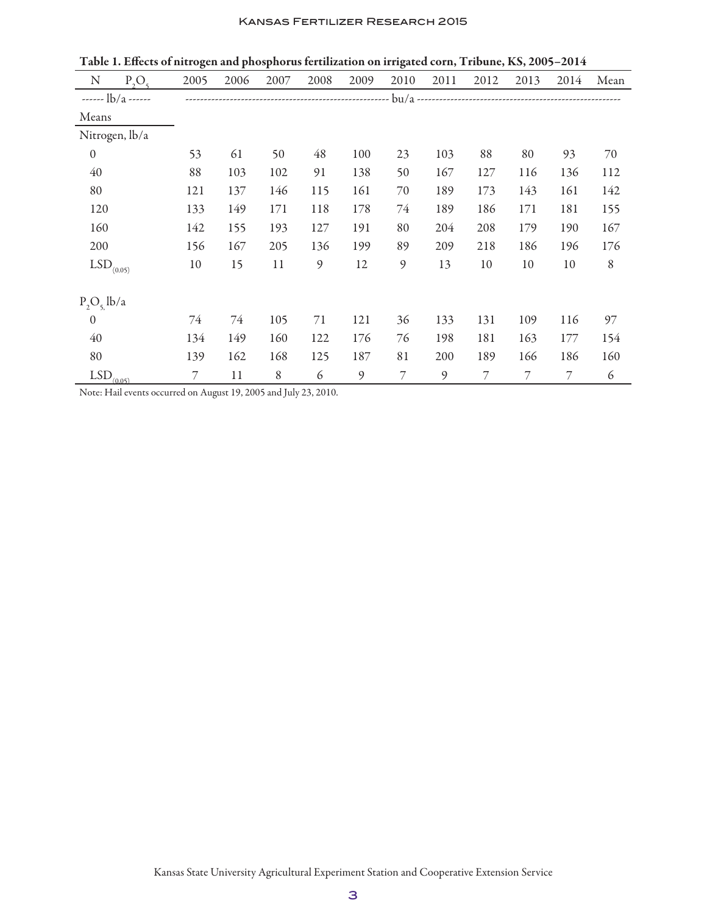Table 1. Effects of nitrogen and phosphorus fertilization on irrigated corn, Tribune, KS, 2005–2014

| N | $P_2O_5$ | 2005 | 2006 | 2007 | 2008 | 2009 | 2010 | 2011 | 2012 | 2013 | 2014 | Mean |
|---|---|---|---|---|---|---|---|---|---|---|---|---|
| ------ lb/a ------ | | ------------------------------------------------------- bu/a ------------------------------------------------------- | | | | | | | | | | |
| Means | | | | | | | | | | | | |
| Nitrogen, lb/a | | | | | | | | | | | | |
| 0 | | 53 | 61 | 50 | 48 | 100 | 23 | 103 | 88 | 80 | 93 | 70 |
| 40 | | 88 | 103 | 102 | 91 | 138 | 50 | 167 | 127 | 116 | 136 | 112 |
| 80 | | 121 | 137 | 146 | 115 | 161 | 70 | 189 | 173 | 143 | 161 | 142 |
| 120 | | 133 | 149 | 171 | 118 | 178 | 74 | 189 | 186 | 171 | 181 | 155 |
| 160 | | 142 | 155 | 193 | 127 | 191 | 80 | 204 | 208 | 179 | 190 | 167 |
| 200 | | 156 | 167 | 205 | 136 | 199 | 89 | 209 | 218 | 186 | 196 | 176 |
| $LSD_{(0.05)}$ | | 10 | 15 | 11 | 9 | 12 | 9 | 13 | 10 | 10 | 10 | 8 |
| $P_2O_5$, lb/a | | | | | | | | | | | | |
| 0 | | 74 | 74 | 105 | 71 | 121 | 36 | 133 | 131 | 109 | 116 | 97 |
| 40 | | 134 | 149 | 160 | 122 | 176 | 76 | 198 | 181 | 163 | 177 | 154 |
| 80 | | 139 | 162 | 168 | 125 | 187 | 81 | 200 | 189 | 166 | 186 | 160 |
| $LSD_{(0.05)}$ | | 7 | 11 | 8 | 6 | 9 | 7 | 9 | 7 | 7 | 7 | 6 |

Note: Hail events occurred on August 19, 2005 and July 23, 2010.